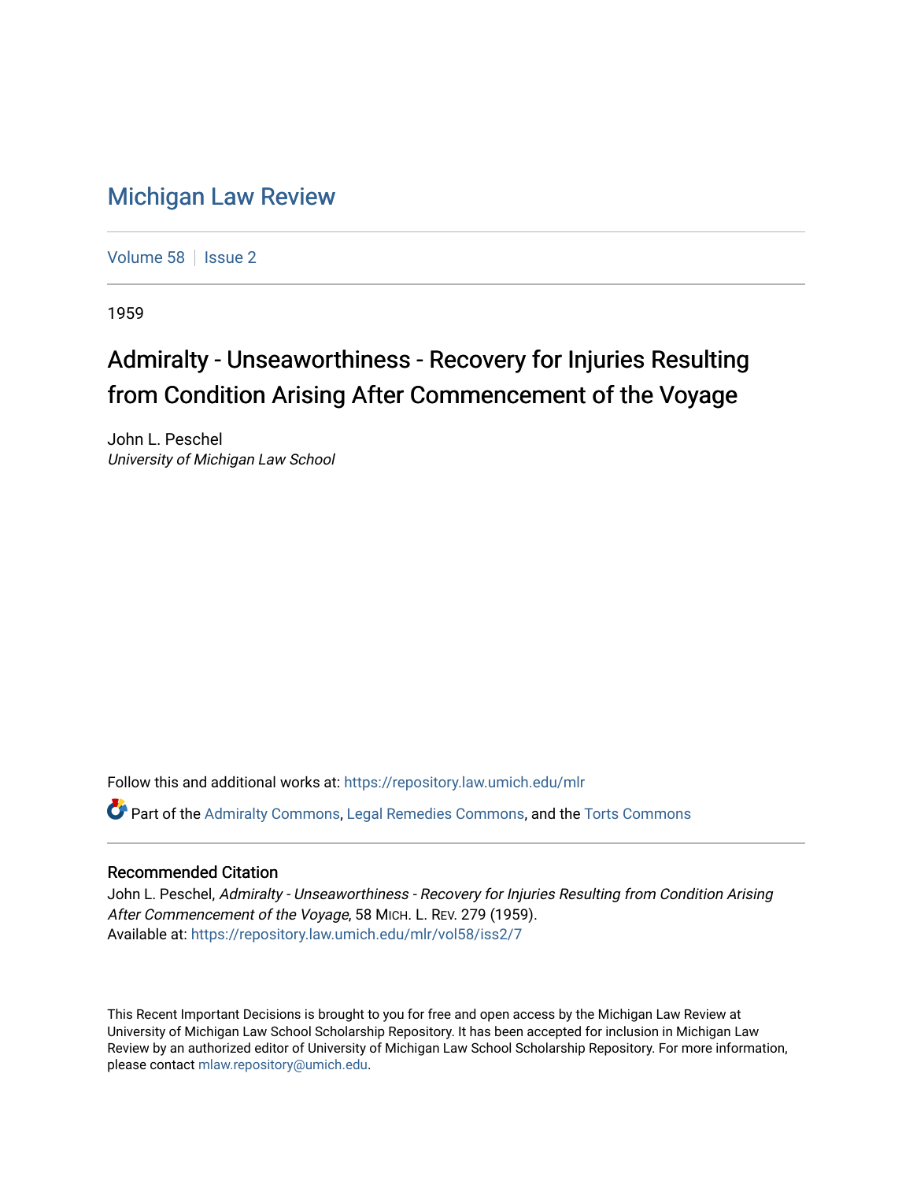# Michigan Law Review

Volume 58 | Issue 2

1959

## Admiralty - Unseaworthiness - Recovery for Injuries Resulting from Condition Arising After Commencement of the Voyage

John L. Peschel
*University of Michigan Law School*

Follow this and additional works at: https://repository.law.umich.edu/mlr

Part of the Admiralty Commons, Legal Remedies Commons, and the Torts Commons

### Recommended Citation

John L. Peschel, *Admiralty - Unseaworthiness - Recovery for Injuries Resulting from Condition Arising After Commencement of the Voyage*, 58 MICH. L. REV. 279 (1959).
Available at: https://repository.law.umich.edu/mlr/vol58/iss2/7

This Recent Important Decisions is brought to you for free and open access by the Michigan Law Review at University of Michigan Law School Scholarship Repository. It has been accepted for inclusion in Michigan Law Review by an authorized editor of University of Michigan Law School Scholarship Repository. For more information, please contact mlaw.repository@umich.edu.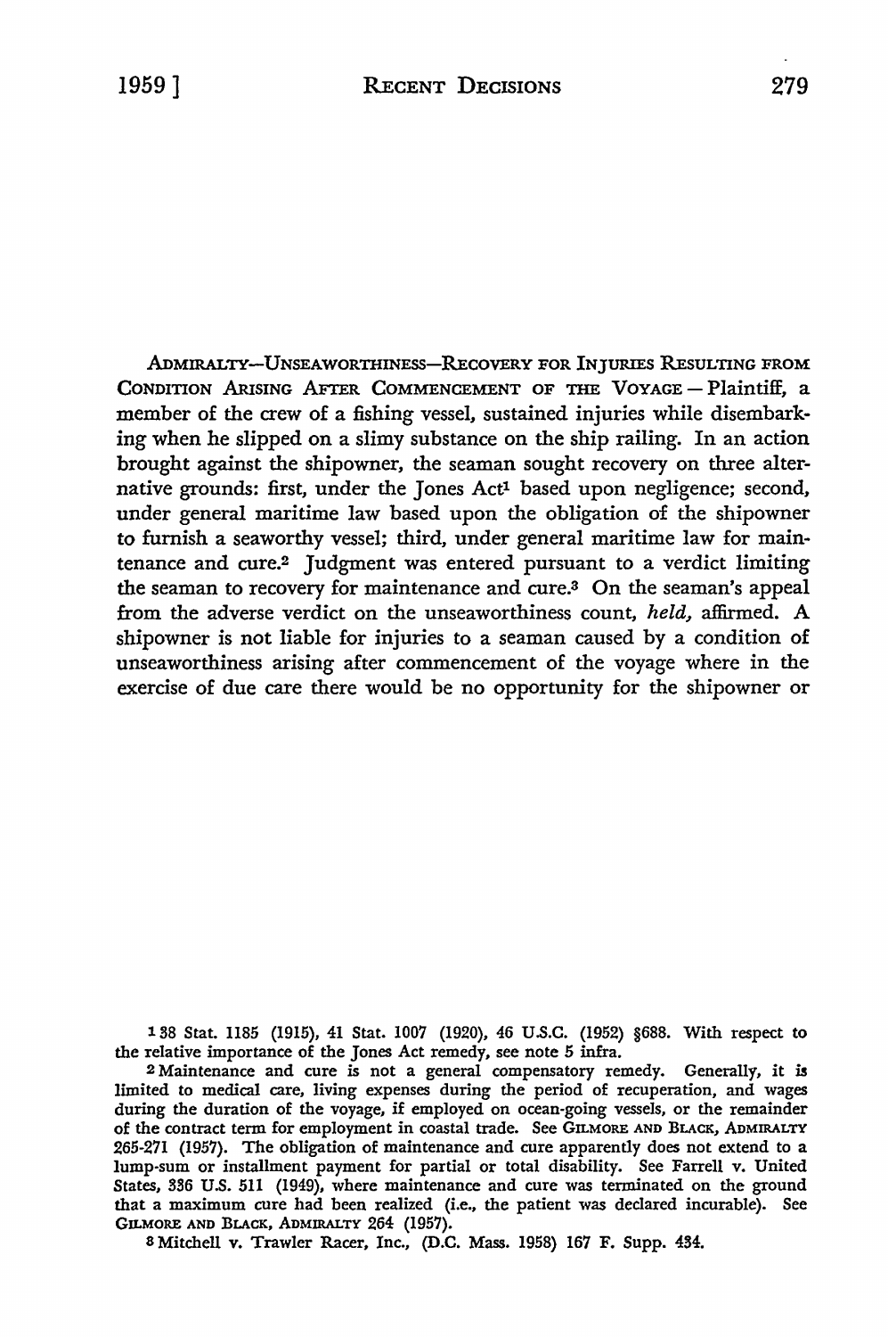ADMIRALTY—UNSEAWORTHINESS—RECOVERY FOR INJURIES RESULTING FROM CONDITION ARISING AFTER COMMENCEMENT OF THE VOYAGE — Plaintiff, a member of the crew of a fishing vessel, sustained injuries while disembarking when he slipped on a slimy substance on the ship railing. In an action brought against the shipowner, the seaman sought recovery on three alternative grounds: first, under the Jones Act[1] based upon negligence; second, under general maritime law based upon the obligation of the shipowner to furnish a seaworthy vessel; third, under general maritime law for maintenance and cure.[2] Judgment was entered pursuant to a verdict limiting the seaman to recovery for maintenance and cure.[3] On the seaman's appeal from the adverse verdict on the unseaworthiness count, *held,* affirmed. A shipowner is not liable for injuries to a seaman caused by a condition of unseaworthiness arising after commencement of the voyage where in the exercise of due care there would be no opportunity for the shipowner or

---

[1] 38 Stat. 1185 (1915), 41 Stat. 1007 (1920), 46 U.S.C. (1952) §688. With respect to the relative importance of the Jones Act remedy, see note 5 infra.

[2] Maintenance and cure is not a general compensatory remedy. Generally, it is limited to medical care, living expenses during the period of recuperation, and wages during the duration of the voyage, if employed on ocean-going vessels, or the remainder of the contract term for employment in coastal trade. See GILMORE AND BLACK, ADMIRALTY 265-271 (1957). The obligation of maintenance and cure apparently does not extend to a lump-sum or installment payment for partial or total disability. See Farrell v. United States, 336 U.S. 511 (1949), where maintenance and cure was terminated on the ground that a maximum cure had been realized (i.e., the patient was declared incurable). See GILMORE AND BLACK, ADMIRALTY 264 (1957).

[3] Mitchell v. Trawler Racer, Inc., (D.C. Mass. 1958) 167 F. Supp. 434.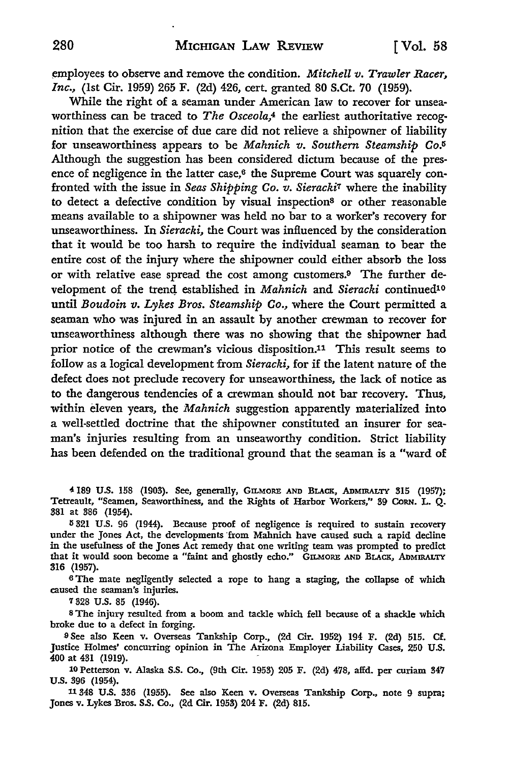employees to observe and remove the condition. *Mitchell v. Trawler Racer, Inc.*, (1st Cir. 1959) 265 F. (2d) 426, cert. granted 80 S.Ct. 70 (1959).

While the right of a seaman under American law to recover for unseaworthiness can be traced to *The Osceola*,[4] the earliest authoritative recognition that the exercise of due care did not relieve a shipowner of liability for unseaworthiness appears to be *Mahnich v. Southern Steamship Co.*[5] Although the suggestion has been considered dictum because of the presence of negligence in the latter case,[6] the Supreme Court was squarely confronted with the issue in *Seas Shipping Co. v. Sieracki*[7] where the inability to detect a defective condition by visual inspection[8] or other reasonable means available to a shipowner was held no bar to a worker's recovery for unseaworthiness. In *Sieracki*, the Court was influenced by the consideration that it would be too harsh to require the individual seaman to bear the entire cost of the injury where the shipowner could either absorb the loss or with relative ease spread the cost among customers.[9] The further development of the trend established in *Mahnich* and *Sieracki* continued[10] until *Boudoin v. Lykes Bros. Steamship Co.*, where the Court permitted a seaman who was injured in an assault by another crewman to recover for unseaworthiness although there was no showing that the shipowner had prior notice of the crewman's vicious disposition.[11] This result seems to follow as a logical development from *Sieracki*, for if the latent nature of the defect does not preclude recovery for unseaworthiness, the lack of notice as to the dangerous tendencies of a crewman should not bar recovery. Thus, within eleven years, the *Mahnich* suggestion apparently materialized into a well-settled doctrine that the shipowner constituted an insurer for seaman's injuries resulting from an unseaworthy condition. Strict liability has been defended on the traditional ground that the seaman is a "ward of

---

[4] 189 U.S. 158 (1903). See, generally, GILMORE AND BLACK, ADMIRALTY 315 (1957); Tetreault, "Seamen, Seaworthiness, and the Rights of Harbor Workers," 39 CORN. L. Q. 381 at 386 (1954).

[5] 321 U.S. 96 (1944). Because proof of negligence is required to sustain recovery under the Jones Act, the developments from Mahnich have caused such a rapid decline in the usefulness of the Jones Act remedy that one writing team was prompted to predict that it would soon become a "faint and ghostly echo." GILMORE AND BLACK, ADMIRALTY 316 (1957).

[6] The mate negligently selected a rope to hang a staging, the collapse of which caused the seaman's injuries.

[7] 328 U.S. 85 (1946).

[8] The injury resulted from a boom and tackle which fell because of a shackle which broke due to a defect in forging.

[9] See also Keen v. Overseas Tankship Corp., (2d Cir. 1952) 194 F. (2d) 515. Cf. Justice Holmes' concurring opinion in The Arizona Employer Liability Cases, 250 U.S. 400 at 431 (1919).

[10] Petterson v. Alaska S.S. Co., (9th Cir. 1953) 205 F. (2d) 478, affd. per curiam 347 U.S. 396 (1954).

[11] 348 U.S. 336 (1955). See also Keen v. Overseas Tankship Corp., note 9 supra; Jones v. Lykes Bros. S.S. Co., (2d Cir. 1953) 204 F. (2d) 815.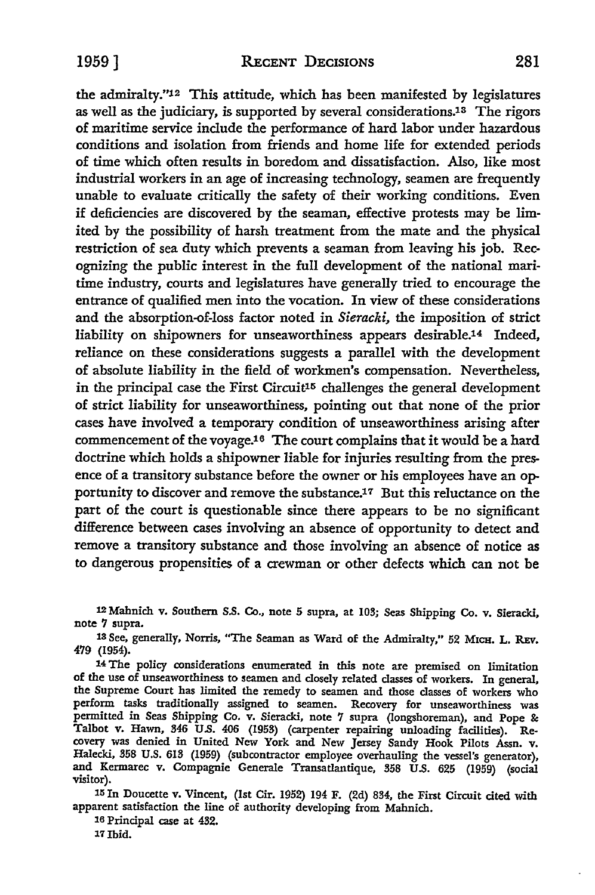the admiralty."[12] This attitude, which has been manifested by legislatures as well as the judiciary, is supported by several considerations.[13] The rigors of maritime service include the performance of hard labor under hazardous conditions and isolation from friends and home life for extended periods of time which often results in boredom and dissatisfaction. Also, like most industrial workers in an age of increasing technology, seamen are frequently unable to evaluate critically the safety of their working conditions. Even if deficiencies are discovered by the seaman, effective protests may be limited by the possibility of harsh treatment from the mate and the physical restriction of sea duty which prevents a seaman from leaving his job. Recognizing the public interest in the full development of the national maritime industry, courts and legislatures have generally tried to encourage the entrance of qualified men into the vocation. In view of these considerations and the absorption-of-loss factor noted in *Sieracki*, the imposition of strict liability on shipowners for unseaworthiness appears desirable.[14] Indeed, reliance on these considerations suggests a parallel with the development of absolute liability in the field of workmen's compensation. Nevertheless, in the principal case the First Circuit[15] challenges the general development of strict liability for unseaworthiness, pointing out that none of the prior cases have involved a temporary condition of unseaworthiness arising after commencement of the voyage.[16] The court complains that it would be a hard doctrine which holds a shipowner liable for injuries resulting from the presence of a transitory substance before the owner or his employees have an opportunity to discover and remove the substance.[17] But this reluctance on the part of the court is questionable since there appears to be no significant difference between cases involving an absence of opportunity to detect and remove a transitory substance and those involving an absence of notice as to dangerous propensities of a crewman or other defects which can not be

---

[12] Mahnich v. Southern S.S. Co., note 5 supra, at 103; Seas Shipping Co. v. Sieracki, note 7 supra.

[13] See, generally, Norris, "The Seaman as Ward of the Admiralty," 52 MICH. L. REV. 479 (1954).

[14] The policy considerations enumerated in this note are premised on limitation of the use of unseaworthiness to seamen and closely related classes of workers. In general, the Supreme Court has limited the remedy to seamen and those classes of workers who perform tasks traditionally assigned to seamen. Recovery for unseaworthiness was permitted in Seas Shipping Co. v. Sieracki, note 7 supra (longshoreman), and Pope & Talbot v. Hawn, 346 U.S. 406 (1953) (carpenter repairing unloading facilities). Recovery was denied in United New York and New Jersey Sandy Hook Pilots Assn. v. Halecki, 358 U.S. 613 (1959) (subcontractor employee overhauling the vessel's generator), and Kermarec v. Compagnie Generale Transatlantique, 358 U.S. 625 (1959) (social visitor).

[15] In Doucette v. Vincent, (1st Cir. 1952) 194 F. (2d) 834, the First Circuit cited with apparent satisfaction the line of authority developing from Mahnich.

[16] Principal case at 432.

[17] Ibid.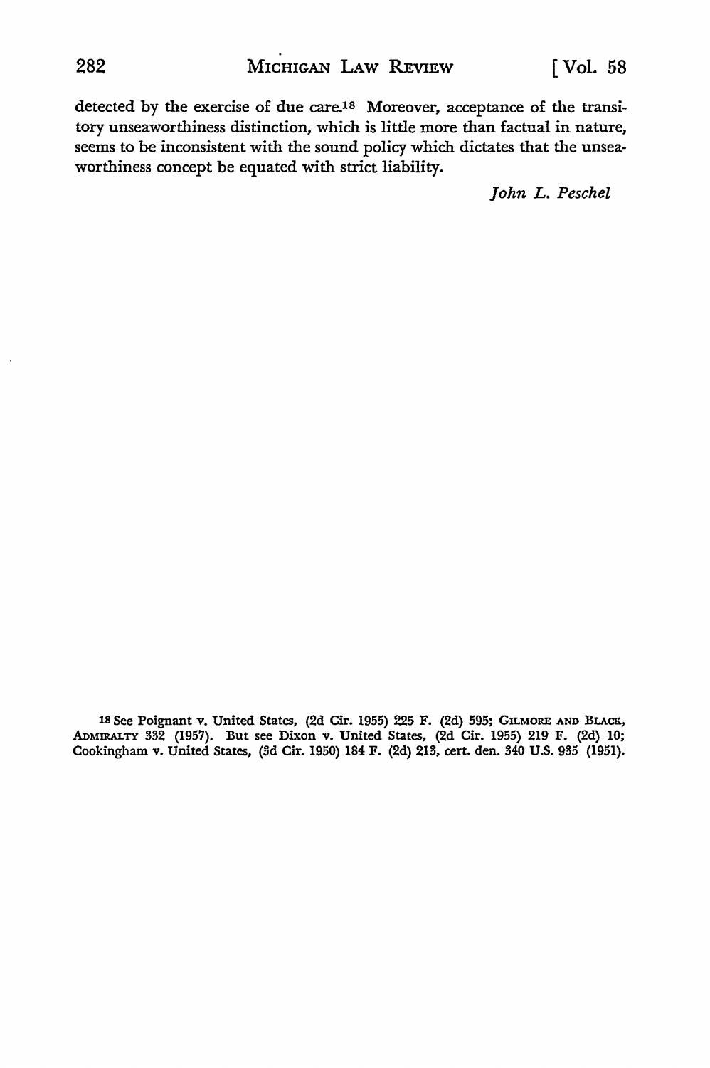detected by the exercise of due care.[18] Moreover, acceptance of the transitory unseaworthiness distinction, which is little more than factual in nature, seems to be inconsistent with the sound policy which dictates that the unseaworthiness concept be equated with strict liability.

*John L. Peschel*

---

[18] See Poignant v. United States, (2d Cir. 1955) 225 F. (2d) 595; GILMORE AND BLACK, ADMIRALTY 332 (1957). But see Dixon v. United States, (2d Cir. 1955) 219 F. (2d) 10; Cookingham v. United States, (3d Cir. 1950) 184 F. (2d) 213, cert. den. 340 U.S. 935 (1951).